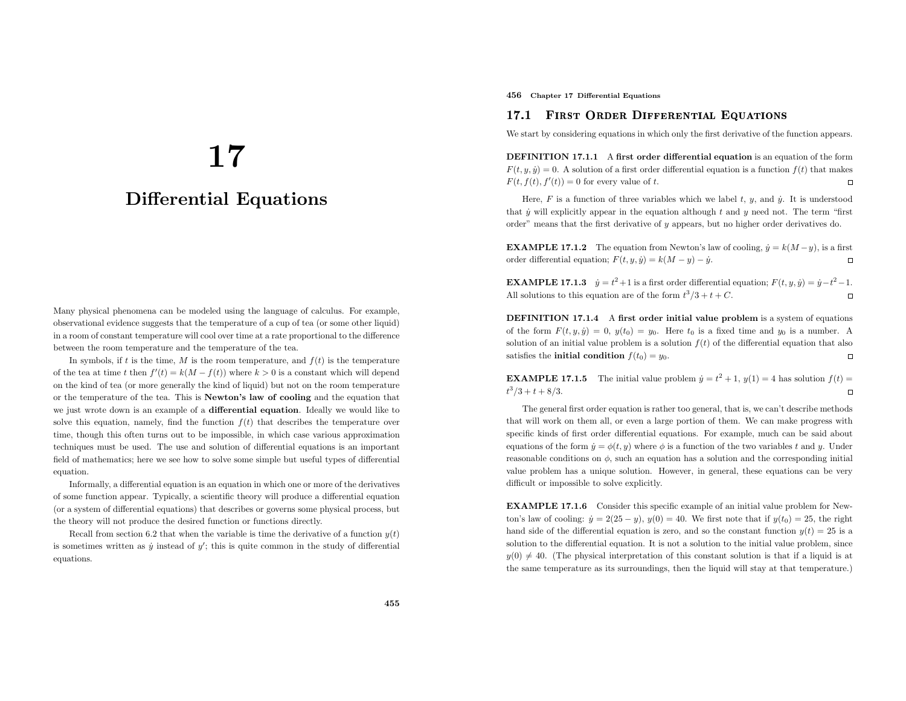# 17 Differential Equations

Many physical phenomena can be modeled using the language of calculus. For example, observational evidence suggests that the temperature of a cup of tea (or some other liquid) in a room of constant temperature will cool over time at a rate proportional to the difference between the room temperature and the temperature of the tea.

In symbols, if $t$ is the time, $M$ is the room temperature, and $f(t)$ is the temperature of the tea at time $t$ then $f'(t) = k(M - f(t))$ where $k > 0$ is a constant which will depend on the kind of tea (or more generally the kind of liquid) but not on the room temperature or the temperature of the tea. This is **Newton's law of cooling** and the equation that we just wrote down is an example of a **differential equation**. Ideally we would like to solve this equation, namely, find the function $f(t)$ that describes the temperature over time, though this often turns out to be impossible, in which case various approximation techniques must be used. The use and solution of differential equations is an important field of mathematics; here we see how to solve some simple but useful types of differential equation.

Informally, a differential equation is an equation in which one or more of the derivatives of some function appear. Typically, a scientific theory will produce a differential equation (or a system of differential equations) that describes or governs some physical process, but the theory will not produce the desired function or functions directly.

Recall from section 6.2 that when the variable is time the derivative of a function $y(t)$ is sometimes written as $\dot{y}$ instead of $y'$; this is quite common in the study of differential equations.

## 17.1 First Order Differential Equations

We start by considering equations in which only the first derivative of the function appears.

**DEFINITION 17.1.1** A **first order differential equation** is an equation of the form $F(t, y, \dot{y}) = 0$. A solution of a first order differential equation is a function $f(t)$ that makes $F(t, f(t), f'(t)) = 0$ for every value of $t$. □

Here, $F$ is a function of three variables which we label $t$, $y$, and $\dot{y}$. It is understood that $\dot{y}$ will explicitly appear in the equation although $t$ and $y$ need not. The term "first order" means that the first derivative of $y$ appears, but no higher order derivatives do.

**EXAMPLE 17.1.2** The equation from Newton's law of cooling, $\dot{y} = k(M - y)$, is a first order differential equation; $F(t, y, \dot{y}) = k(M - y) - \dot{y}$. □

**EXAMPLE 17.1.3** $\dot{y} = t^2 + 1$ is a first order differential equation; $F(t, y, \dot{y}) = \dot{y} - t^2 - 1$. All solutions to this equation are of the form $t^3/3 + t + C$. □

**DEFINITION 17.1.4** A **first order initial value problem** is a system of equations of the form $F(t, y, \dot{y}) = 0$, $y(t_0) = y_0$. Here $t_0$ is a fixed time and $y_0$ is a number. A solution of an initial value problem is a solution $f(t)$ of the differential equation that also satisfies the **initial condition** $f(t_0) = y_0$. □

**EXAMPLE 17.1.5** The initial value problem $\dot{y} = t^2 + 1$, $y(1) = 4$ has solution $f(t) = t^3/3 + t + 8/3$. □

The general first order equation is rather too general, that is, we can't describe methods that will work on them all, or even a large portion of them. We can make progress with specific kinds of first order differential equations. For example, much can be said about equations of the form $\dot{y} = \phi(t, y)$ where $\phi$ is a function of the two variables $t$ and $y$. Under reasonable conditions on $\phi$, such an equation has a solution and the corresponding initial value problem has a unique solution. However, in general, these equations can be very difficult or impossible to solve explicitly.

**EXAMPLE 17.1.6** Consider this specific example of an initial value problem for Newton's law of cooling: $\dot{y} = 2(25 - y)$, $y(0) = 40$. We first note that if $y(t_0) = 25$, the right hand side of the differential equation is zero, and so the constant function $y(t) = 25$ is a solution to the differential equation. It is not a solution to the initial value problem, since $y(0) \neq 40$. (The physical interpretation of this constant solution is that if a liquid is at the same temperature as its surroundings, then the liquid will stay at that temperature.)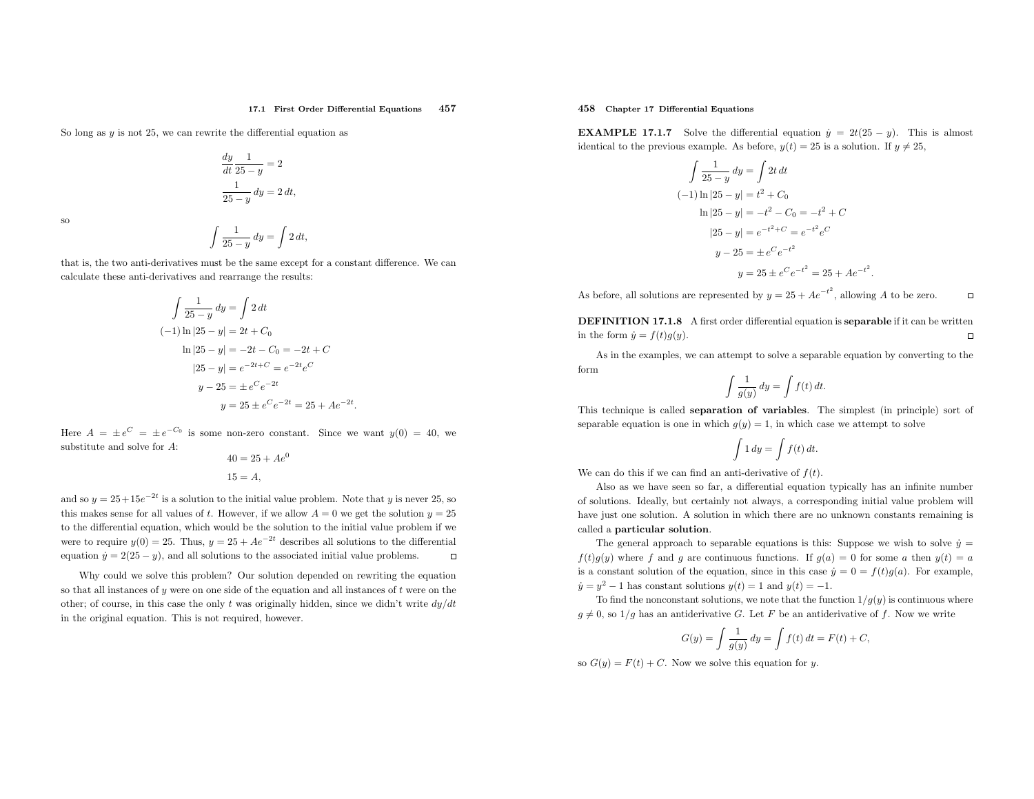So long as $y$ is not 25, we can rewrite the differential equation as

$$\frac{dy}{dt}\frac{1}{25-y} = 2$$

$$\frac{1}{25-y}\,dy = 2\,dt,$$

so

$$\int \frac{1}{25-y}\,dy = \int 2\,dt,$$

that is, the two anti-derivatives must be the same except for a constant difference. We can calculate these anti-derivatives and rearrange the results:

$$\int \frac{1}{25-y}\,dy = \int 2\,dt$$

$$(-1)\ln|25-y| = 2t + C_0$$

$$\ln|25-y| = -2t - C_0 = -2t + C$$

$$|25-y| = e^{-2t+C} = e^{-2t}e^{C}$$

$$y - 25 = \pm\, e^{C}e^{-2t}$$

$$y = 25 \pm e^{C}e^{-2t} = 25 + Ae^{-2t}.$$

Here $A = \pm\, e^{C} = \pm\, e^{-C_0}$ is some non-zero constant. Since we want $y(0) = 40$, we substitute and solve for $A$:

$$40 = 25 + Ae^{0}$$

$$15 = A,$$

and so $y = 25 + 15e^{-2t}$ is a solution to the initial value problem. Note that $y$ is never 25, so this makes sense for all values of $t$. However, if we allow $A = 0$ we get the solution $y = 25$ to the differential equation, which would be the solution to the initial value problem if we were to require $y(0) = 25$. Thus, $y = 25 + Ae^{-2t}$ describes all solutions to the differential equation $\dot{y} = 2(25-y)$, and all solutions to the associated initial value problems. □

Why could we solve this problem? Our solution depended on rewriting the equation so that all instances of $y$ were on one side of the equation and all instances of $t$ were on the other; of course, in this case the only $t$ was originally hidden, since we didn't write $dy/dt$ in the original equation. This is not required, however.

**EXAMPLE 17.1.7** Solve the differential equation $\dot{y} = 2t(25-y)$. This is almost identical to the previous example. As before, $y(t) = 25$ is a solution. If $y \neq 25$,

$$\int \frac{1}{25-y}\,dy = \int 2t\,dt$$

$$(-1)\ln|25-y| = t^2 + C_0$$

$$\ln|25-y| = -t^2 - C_0 = -t^2 + C$$

$$|25-y| = e^{-t^2+C} = e^{-t^2}e^{C}$$

$$y - 25 = \pm\, e^{C}e^{-t^2}$$

$$y = 25 \pm e^{C}e^{-t^2} = 25 + Ae^{-t^2}.$$

As before, all solutions are represented by $y = 25 + Ae^{-t^2}$, allowing $A$ to be zero. □

**DEFINITION 17.1.8** A first order differential equation is **separable** if it can be written in the form $\dot{y} = f(t)g(y)$. □

As in the examples, we can attempt to solve a separable equation by converting to the form

$$\int \frac{1}{g(y)}\,dy = \int f(t)\,dt.$$

This technique is called **separation of variables**. The simplest (in principle) sort of separable equation is one in which $g(y) = 1$, in which case we attempt to solve

$$\int 1\,dy = \int f(t)\,dt.$$

We can do this if we can find an anti-derivative of $f(t)$.

Also as we have seen so far, a differential equation typically has an infinite number of solutions. Ideally, but certainly not always, a corresponding initial value problem will have just one solution. A solution in which there are no unknown constants remaining is called a **particular solution**.

The general approach to separable equations is this: Suppose we wish to solve $\dot{y} = f(t)g(y)$ where $f$ and $g$ are continuous functions. If $g(a) = 0$ for some $a$ then $y(t) = a$ is a constant solution of the equation, since in this case $\dot{y} = 0 = f(t)g(a)$. For example, $\dot{y} = y^2 - 1$ has constant solutions $y(t) = 1$ and $y(t) = -1$.

To find the nonconstant solutions, we note that the function $1/g(y)$ is continuous where $g \neq 0$, so $1/g$ has an antiderivative $G$. Let $F$ be an antiderivative of $f$. Now we write

$$G(y) = \int \frac{1}{g(y)}\,dy = \int f(t)\,dt = F(t) + C,$$

so $G(y) = F(t) + C$. Now we solve this equation for $y$.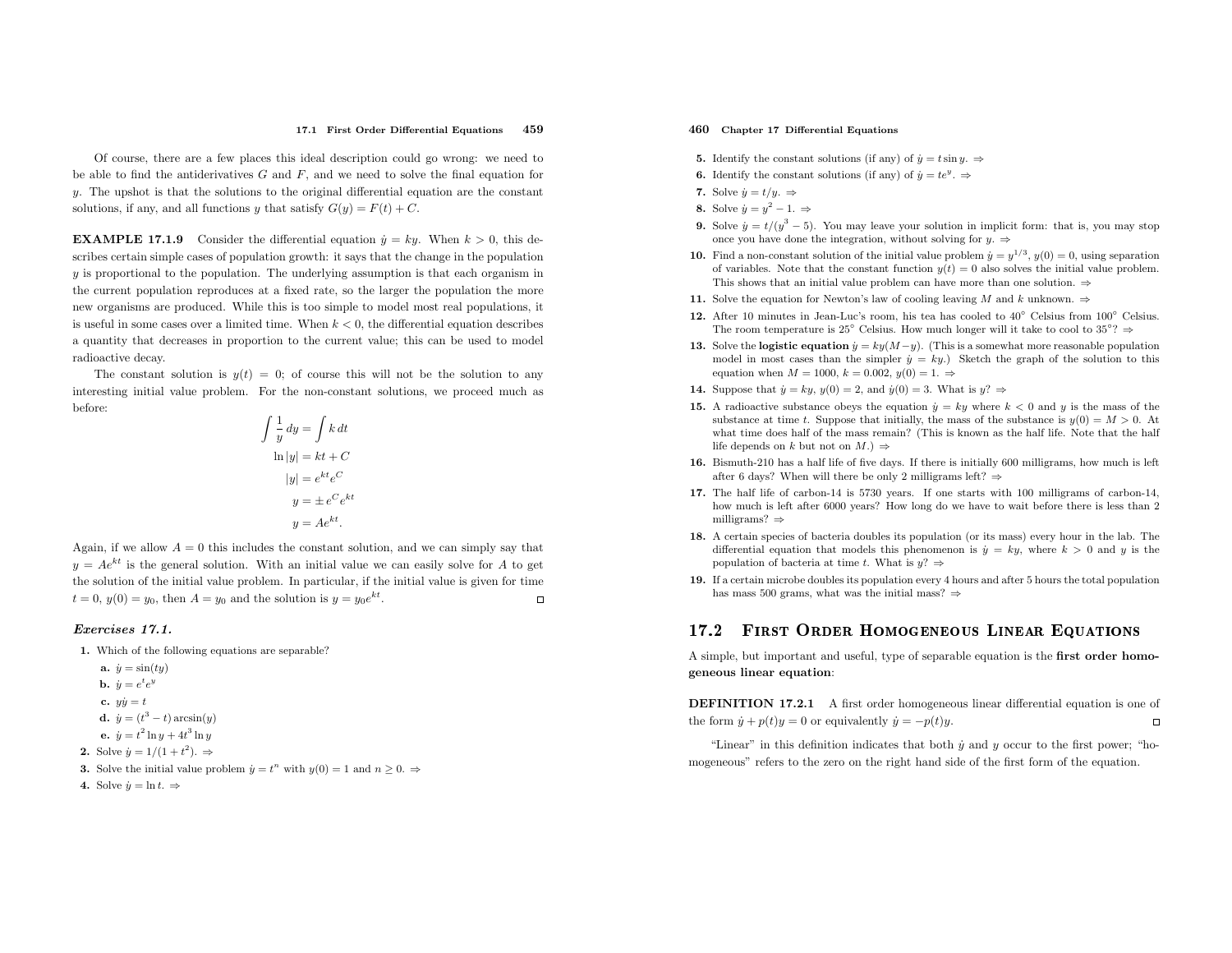Of course, there are a few places this ideal description could go wrong: we need to be able to find the antiderivatives $G$ and $F$, and we need to solve the final equation for $y$. The upshot is that the solutions to the original differential equation are the constant solutions, if any, and all functions $y$ that satisfy $G(y) = F(t) + C$.

**EXAMPLE 17.1.9** Consider the differential equation $\dot{y} = ky$. When $k > 0$, this describes certain simple cases of population growth: it says that the change in the population $y$ is proportional to the population. The underlying assumption is that each organism in the current population reproduces at a fixed rate, so the larger the population the more new organisms are produced. While this is too simple to model most real populations, it is useful in some cases over a limited time. When $k < 0$, the differential equation describes a quantity that decreases in proportion to the current value; this can be used to model radioactive decay.

The constant solution is $y(t) = 0$; of course this will not be the solution to any interesting initial value problem. For the non-constant solutions, we proceed much as before:

$$\int \frac{1}{y}\,dy = \int k\,dt$$

$$\ln|y| = kt + C$$

$$|y| = e^{kt}e^{C}$$

$$y = \pm e^{C}e^{kt}$$

$$y = Ae^{kt}.$$

Again, if we allow $A = 0$ this includes the constant solution, and we can simply say that $y = Ae^{kt}$ is the general solution. With an initial value we can easily solve for $A$ to get the solution of the initial value problem. In particular, if the initial value is given for time $t = 0$, $y(0) = y_0$, then $A = y_0$ and the solution is $y = y_0e^{kt}$. □

### *Exercises 17.1.*

1. Which of the following equations are separable?
   a. $\dot{y} = \sin(ty)$
   b. $\dot{y} = e^{t}e^{y}$
   c. $y\dot{y} = t$
   d. $\dot{y} = (t^3 - t)\arcsin(y)$
   e. $\dot{y} = t^2 \ln y + 4t^3 \ln y$
2. Solve $\dot{y} = 1/(1 + t^2)$. ⇒
3. Solve the initial value problem $\dot{y} = t^n$ with $y(0) = 1$ and $n \geq 0$. ⇒
4. Solve $\dot{y} = \ln t$. ⇒
5. Identify the constant solutions (if any) of $\dot{y} = t \sin y$. ⇒
6. Identify the constant solutions (if any) of $\dot{y} = te^{y}$. ⇒
7. Solve $\dot{y} = t/y$. ⇒
8. Solve $\dot{y} = y^2 - 1$. ⇒
9. Solve $\dot{y} = t/(y^3 - 5)$. You may leave your solution in implicit form: that is, you may stop once you have done the integration, without solving for $y$. ⇒
10. Find a non-constant solution of the initial value problem $\dot{y} = y^{1/3}$, $y(0) = 0$, using separation of variables. Note that the constant function $y(t) = 0$ also solves the initial value problem. This shows that an initial value problem can have more than one solution. ⇒
11. Solve the equation for Newton's law of cooling leaving $M$ and $k$ unknown. ⇒
12. After 10 minutes in Jean-Luc's room, his tea has cooled to 40° Celsius from 100° Celsius. The room temperature is 25° Celsius. How much longer will it take to cool to 35°? ⇒
13. Solve the **logistic equation** $\dot{y} = ky(M - y)$. (This is a somewhat more reasonable population model in most cases than the simpler $\dot{y} = ky$.) Sketch the graph of the solution to this equation when $M = 1000$, $k = 0.002$, $y(0) = 1$. ⇒
14. Suppose that $\dot{y} = ky$, $y(0) = 2$, and $\dot{y}(0) = 3$. What is $y$? ⇒
15. A radioactive substance obeys the equation $\dot{y} = ky$ where $k < 0$ and $y$ is the mass of the substance at time $t$. Suppose that initially, the mass of the substance is $y(0) = M > 0$. At what time does half of the mass remain? (This is known as the half life. Note that the half life depends on $k$ but not on $M$.) ⇒
16. Bismuth-210 has a half life of five days. If there is initially 600 milligrams, how much is left after 6 days? When will there be only 2 milligrams left? ⇒
17. The half life of carbon-14 is 5730 years. If one starts with 100 milligrams of carbon-14, how much is left after 6000 years? How long do we have to wait before there is less than 2 milligrams? ⇒
18. A certain species of bacteria doubles its population (or its mass) every hour in the lab. The differential equation that models this phenomenon is $\dot{y} = ky$, where $k > 0$ and $y$ is the population of bacteria at time $t$. What is $y$? ⇒
19. If a certain microbe doubles its population every 4 hours and after 5 hours the total population has mass 500 grams, what was the initial mass? ⇒

## 17.2 First Order Homogeneous Linear Equations

A simple, but important and useful, type of separable equation is the **first order homogeneous linear equation**:

**DEFINITION 17.2.1** A first order homogeneous linear differential equation is one of the form $\dot{y} + p(t)y = 0$ or equivalently $\dot{y} = -p(t)y$. □

"Linear" in this definition indicates that both $\dot{y}$ and $y$ occur to the first power; "homogeneous" refers to the zero on the right hand side of the first form of the equation.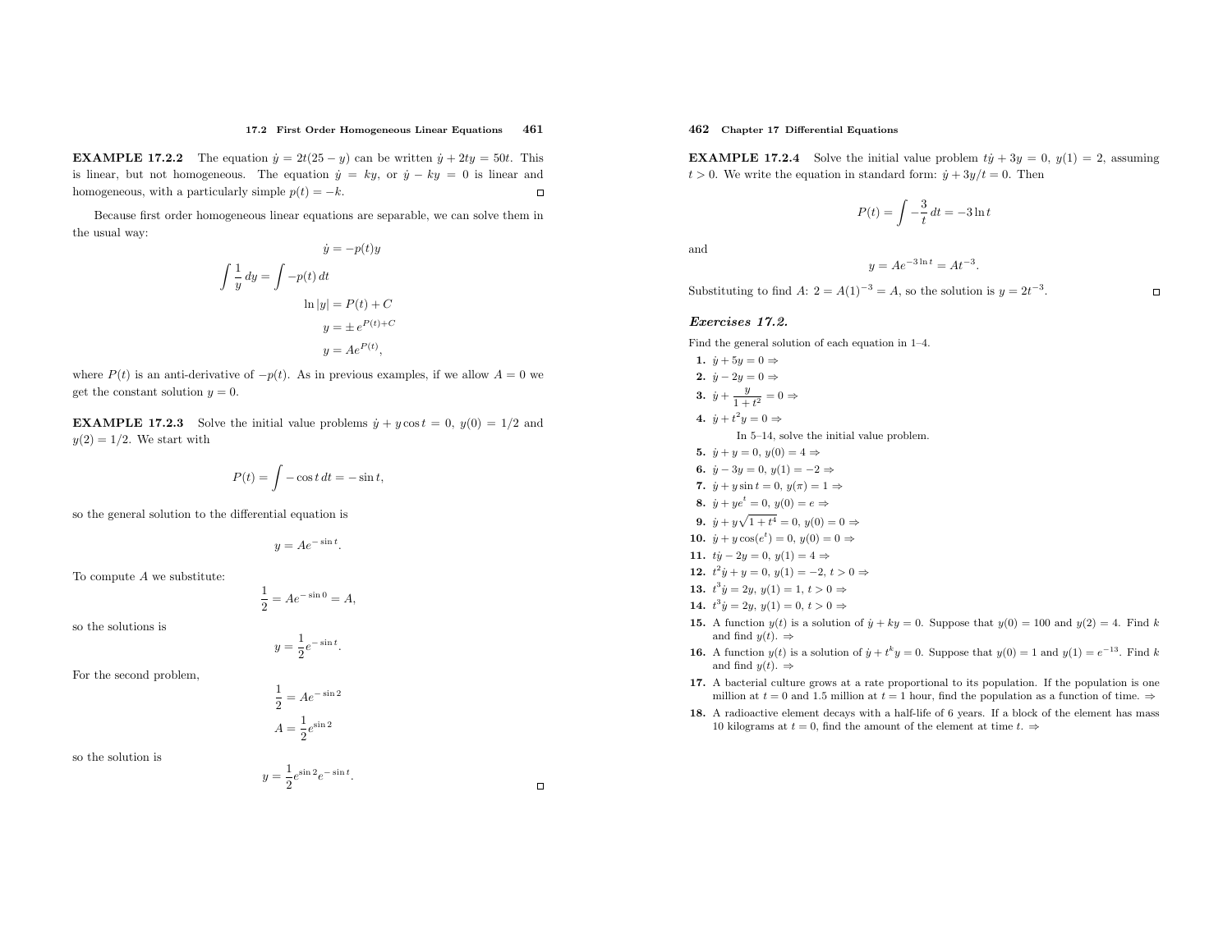**EXAMPLE 17.2.2** The equation $\dot{y} = 2t(25 - y)$ can be written $\dot{y} + 2ty = 50t$. This is linear, but not homogeneous. The equation $\dot{y} = ky$, or $\dot{y} - ky = 0$ is linear and homogeneous, with a particularly simple $p(t) = -k$. □

Because first order homogeneous linear equations are separable, we can solve them in the usual way:

$$
\begin{aligned}
\dot{y} &= -p(t)y \\
\int \frac{1}{y}\,dy &= \int -p(t)\,dt \\
\ln|y| &= P(t) + C \\
y &= \pm\, e^{P(t)+C} \\
y &= Ae^{P(t)},
\end{aligned}
$$

where $P(t)$ is an anti-derivative of $-p(t)$. As in previous examples, if we allow $A = 0$ we get the constant solution $y = 0$.

**EXAMPLE 17.2.3** Solve the initial value problems $\dot{y} + y\cos t = 0$, $y(0) = 1/2$ and $y(2) = 1/2$. We start with

$$P(t) = \int -\cos t\,dt = -\sin t,$$

so the general solution to the differential equation is

$$y = Ae^{-\sin t}.$$

To compute $A$ we substitute:

$$\frac{1}{2} = Ae^{-\sin 0} = A,$$

so the solutions is

$$y = \frac{1}{2}e^{-\sin t}.$$

For the second problem,

$$
\begin{aligned}
\frac{1}{2} &= Ae^{-\sin 2} \\
A &= \frac{1}{2}e^{\sin 2}
\end{aligned}
$$

so the solution is

$$y = \frac{1}{2}e^{\sin 2}e^{-\sin t}.$$

□

**EXAMPLE 17.2.4** Solve the initial value problem $t\dot{y} + 3y = 0$, $y(1) = 2$, assuming $t > 0$. We write the equation in standard form: $\dot{y} + 3y/t = 0$. Then

$$P(t) = \int -\frac{3}{t}\,dt = -3\ln t$$

and

$$y = Ae^{-3\ln t} = At^{-3}.$$

Substituting to find $A$: $2 = A(1)^{-3} = A$, so the solution is $y = 2t^{-3}$. □

### *Exercises 17.2.*

Find the general solution of each equation in 1–4.

1. $\dot{y} + 5y = 0$ ⇒
2. $\dot{y} - 2y = 0$ ⇒
3. $\dot{y} + \dfrac{y}{1+t^2} = 0$ ⇒
4. $\dot{y} + t^2 y = 0$ ⇒

In 5–14, solve the initial value problem.

5. $\dot{y} + y = 0$, $y(0) = 4$ ⇒
6. $\dot{y} - 3y = 0$, $y(1) = -2$ ⇒
7. $\dot{y} + y\sin t = 0$, $y(\pi) = 1$ ⇒
8. $\dot{y} + ye^t = 0$, $y(0) = e$ ⇒
9. $\dot{y} + y\sqrt{1+t^4} = 0$, $y(0) = 0$ ⇒
10. $\dot{y} + y\cos(e^t) = 0$, $y(0) = 0$ ⇒
11. $t\dot{y} - 2y = 0$, $y(1) = 4$ ⇒
12. $t^2\dot{y} + y = 0$, $y(1) = -2$, $t > 0$ ⇒
13. $t^3\dot{y} = 2y$, $y(1) = 1$, $t > 0$ ⇒
14. $t^3\dot{y} = 2y$, $y(1) = 0$, $t > 0$ ⇒
15. A function $y(t)$ is a solution of $\dot{y} + ky = 0$. Suppose that $y(0) = 100$ and $y(2) = 4$. Find $k$ and find $y(t)$. ⇒
16. A function $y(t)$ is a solution of $\dot{y} + t^k y = 0$. Suppose that $y(0) = 1$ and $y(1) = e^{-13}$. Find $k$ and find $y(t)$. ⇒
17. A bacterial culture grows at a rate proportional to its population. If the population is one million at $t = 0$ and 1.5 million at $t = 1$ hour, find the population as a function of time. ⇒
18. A radioactive element decays with a half-life of 6 years. If a block of the element has mass 10 kilograms at $t = 0$, find the amount of the element at time $t$. ⇒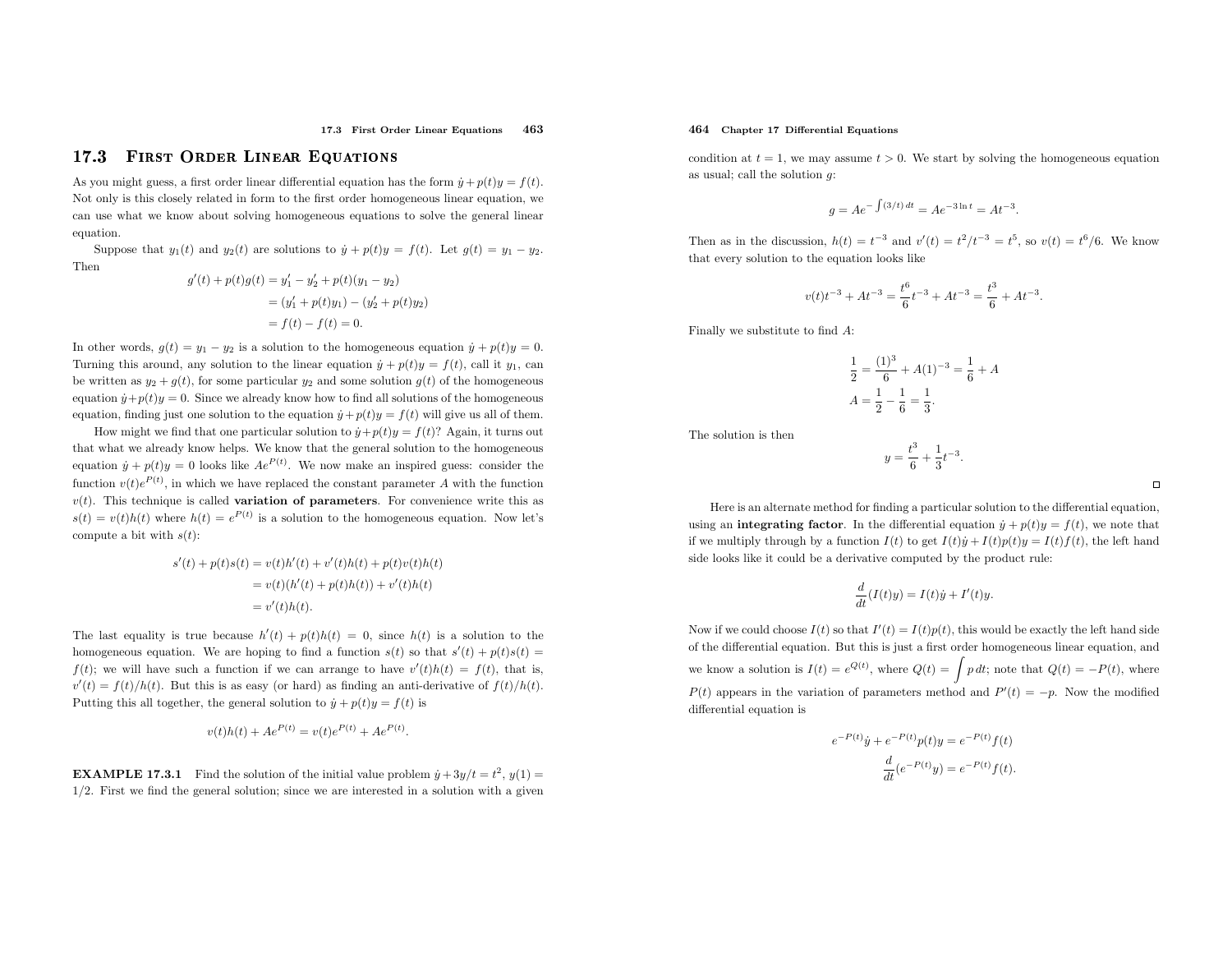## 17.3 First Order Linear Equations

As you might guess, a first order linear differential equation has the form $\dot{y} + p(t)y = f(t)$. Not only is this closely related in form to the first order homogeneous linear equation, we can use what we know about solving homogeneous equations to solve the general linear equation.

Suppose that $y_1(t)$ and $y_2(t)$ are solutions to $\dot{y} + p(t)y = f(t)$. Let $g(t) = y_1 - y_2$. Then

$$
\begin{aligned}
g'(t) + p(t)g(t) &= y_1' - y_2' + p(t)(y_1 - y_2) \\
&= (y_1' + p(t)y_1) - (y_2' + p(t)y_2) \\
&= f(t) - f(t) = 0.
\end{aligned}
$$

In other words, $g(t) = y_1 - y_2$ is a solution to the homogeneous equation $\dot{y} + p(t)y = 0$. Turning this around, any solution to the linear equation $\dot{y} + p(t)y = f(t)$, call it $y_1$, can be written as $y_2 + g(t)$, for some particular $y_2$ and some solution $g(t)$ of the homogeneous equation $\dot{y} + p(t)y = 0$. Since we already know how to find all solutions of the homogeneous equation, finding just one solution to the equation $\dot{y} + p(t)y = f(t)$ will give us all of them.

How might we find that one particular solution to $\dot{y} + p(t)y = f(t)$? Again, it turns out that what we already know helps. We know that the general solution to the homogeneous equation $\dot{y} + p(t)y = 0$ looks like $Ae^{P(t)}$. We now make an inspired guess: consider the function $v(t)e^{P(t)}$, in which we have replaced the constant parameter $A$ with the function $v(t)$. This technique is called **variation of parameters**. For convenience write this as $s(t) = v(t)h(t)$ where $h(t) = e^{P(t)}$ is a solution to the homogeneous equation. Now let's compute a bit with $s(t)$:

$$
\begin{aligned}
s'(t) + p(t)s(t) &= v(t)h'(t) + v'(t)h(t) + p(t)v(t)h(t) \\
&= v(t)(h'(t) + p(t)h(t)) + v'(t)h(t) \\
&= v'(t)h(t).
\end{aligned}
$$

The last equality is true because $h'(t) + p(t)h(t) = 0$, since $h(t)$ is a solution to the homogeneous equation. We are hoping to find a function $s(t)$ so that $s'(t) + p(t)s(t) = f(t)$; we will have such a function if we can arrange to have $v'(t)h(t) = f(t)$, that is, $v'(t) = f(t)/h(t)$. But this is as easy (or hard) as finding an anti-derivative of $f(t)/h(t)$. Putting this all together, the general solution to $\dot{y} + p(t)y = f(t)$ is

$$
v(t)h(t) + Ae^{P(t)} = v(t)e^{P(t)} + Ae^{P(t)}.
$$

**EXAMPLE 17.3.1** Find the solution of the initial value problem $\dot{y} + 3y/t = t^2$, $y(1) = 1/2$. First we find the general solution; since we are interested in a solution with a given condition at $t = 1$, we may assume $t > 0$. We start by solving the homogeneous equation as usual; call the solution $g$:

$$
g = Ae^{-\int (3/t)\,dt} = Ae^{-3\ln t} = At^{-3}.
$$

Then as in the discussion, $h(t) = t^{-3}$ and $v'(t) = t^2/t^{-3} = t^5$, so $v(t) = t^6/6$. We know that every solution to the equation looks like

$$
v(t)t^{-3} + At^{-3} = \frac{t^6}{6}t^{-3} + At^{-3} = \frac{t^3}{6} + At^{-3}.
$$

Finally we substitute to find $A$:

$$
\begin{aligned}
\frac{1}{2} &= \frac{(1)^3}{6} + A(1)^{-3} = \frac{1}{6} + A \\
A &= \frac{1}{2} - \frac{1}{6} = \frac{1}{3}.
\end{aligned}
$$

The solution is then

$$
y = \frac{t^3}{6} + \frac{1}{3}t^{-3}.
$$

□

Here is an alternate method for finding a particular solution to the differential equation, using an **integrating factor**. In the differential equation $\dot{y} + p(t)y = f(t)$, we note that if we multiply through by a function $I(t)$ to get $I(t)\dot{y} + I(t)p(t)y = I(t)f(t)$, the left hand side looks like it could be a derivative computed by the product rule:

$$
\frac{d}{dt}(I(t)y) = I(t)\dot{y} + I'(t)y.
$$

Now if we could choose $I(t)$ so that $I'(t) = I(t)p(t)$, this would be exactly the left hand side of the differential equation. But this is just a first order homogeneous linear equation, and we know a solution is $I(t) = e^{Q(t)}$, where $Q(t) = \int p\,dt$; note that $Q(t) = -P(t)$, where $P(t)$ appears in the variation of parameters method and $P'(t) = -p$. Now the modified differential equation is

$$
\begin{aligned}
e^{-P(t)}\dot{y} + e^{-P(t)}p(t)y &= e^{-P(t)}f(t) \\
\frac{d}{dt}(e^{-P(t)}y) &= e^{-P(t)}f(t).
\end{aligned}
$$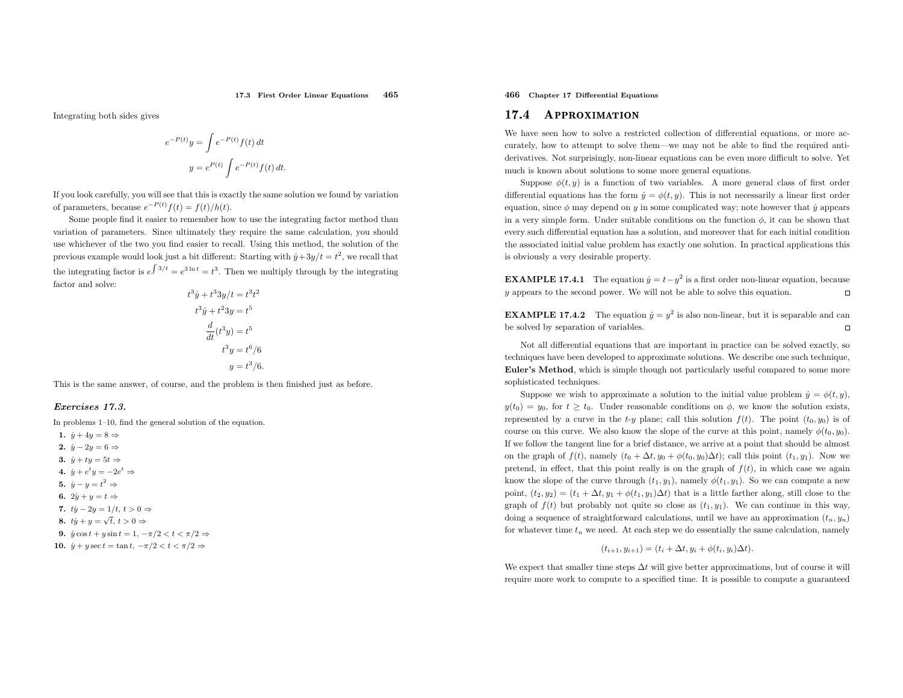Integrating both sides gives

$$e^{-P(t)}y = \int e^{-P(t)}f(t)\,dt$$

$$y = e^{P(t)}\int e^{-P(t)}f(t)\,dt.$$

If you look carefully, you will see that this is exactly the same solution we found by variation of parameters, because $e^{-P(t)}f(t) = f(t)/h(t)$.

Some people find it easier to remember how to use the integrating factor method than variation of parameters. Since ultimately they require the same calculation, you should use whichever of the two you find easier to recall. Using this method, the solution of the previous example would look just a bit different: Starting with $\dot{y}+3y/t = t^2$, we recall that the integrating factor is $e^{\int 3/t} = e^{3\ln t} = t^3$. Then we multiply through by the integrating factor and solve:

$$t^3\dot{y} + t^3 3y/t = t^3t^2$$

$$t^3\dot{y} + t^2 3y = t^5$$

$$\frac{d}{dt}(t^3y) = t^5$$

$$t^3y = t^6/6$$

$$y = t^3/6.$$

This is the same answer, of course, and the problem is then finished just as before.

### *Exercises 17.3.*

In problems 1–10, find the general solution of the equation.

1. $\dot{y} + 4y = 8 \Rightarrow$
2. $\dot{y} - 2y = 6 \Rightarrow$
3. $\dot{y} + ty = 5t \Rightarrow$
4. $\dot{y} + e^t y = -2e^t \Rightarrow$
5. $\dot{y} - y = t^2 \Rightarrow$
6. $2\dot{y} + y = t \Rightarrow$
7. $t\dot{y} - 2y = 1/t,\ t > 0 \Rightarrow$
8. $t\dot{y} + y = \sqrt{t},\ t > 0 \Rightarrow$
9. $\dot{y}\cos t + y\sin t = 1,\ -\pi/2 < t < \pi/2 \Rightarrow$
10. $\dot{y} + y\sec t = \tan t,\ -\pi/2 < t < \pi/2 \Rightarrow$

## 17.4 Approximation

We have seen how to solve a restricted collection of differential equations, or more accurately, how to attempt to solve them—we may not be able to find the required antiderivatives. Not surprisingly, non-linear equations can be even more difficult to solve. Yet much is known about solutions to some more general equations.

Suppose $\phi(t, y)$ is a function of two variables. A more general class of first order differential equations has the form $\dot{y} = \phi(t, y)$. This is not necessarily a linear first order equation, since $\phi$ may depend on $y$ in some complicated way; note however that $\dot{y}$ appears in a very simple form. Under suitable conditions on the function $\phi$, it can be shown that every such differential equation has a solution, and moreover that for each initial condition the associated initial value problem has exactly one solution. In practical applications this is obviously a very desirable property.

**EXAMPLE 17.4.1** The equation $\dot{y} = t - y^2$ is a first order non-linear equation, because $y$ appears to the second power. We will not be able to solve this equation. □

**EXAMPLE 17.4.2** The equation $\dot{y} = y^2$ is also non-linear, but it is separable and can be solved by separation of variables. □

Not all differential equations that are important in practice can be solved exactly, so techniques have been developed to approximate solutions. We describe one such technique, **Euler's Method**, which is simple though not particularly useful compared to some more sophisticated techniques.

Suppose we wish to approximate a solution to the initial value problem $\dot{y} = \phi(t, y)$, $y(t_0) = y_0$, for $t \geq t_0$. Under reasonable conditions on $\phi$, we know the solution exists, represented by a curve in the $t$-$y$ plane; call this solution $f(t)$. The point $(t_0, y_0)$ is of course on this curve. We also know the slope of the curve at this point, namely $\phi(t_0, y_0)$. If we follow the tangent line for a brief distance, we arrive at a point that should be almost on the graph of $f(t)$, namely $(t_0 + \Delta t, y_0 + \phi(t_0, y_0)\Delta t)$; call this point $(t_1, y_1)$. Now we pretend, in effect, that this point really is on the graph of $f(t)$, in which case we again know the slope of the curve through $(t_1, y_1)$, namely $\phi(t_1, y_1)$. So we can compute a new point, $(t_2, y_2) = (t_1 + \Delta t, y_1 + \phi(t_1, y_1)\Delta t)$ that is a little farther along, still close to the graph of $f(t)$ but probably not quite so close as $(t_1, y_1)$. We can continue in this way, doing a sequence of straightforward calculations, until we have an approximation $(t_n, y_n)$ for whatever time $t_n$ we need. At each step we do essentially the same calculation, namely

$$(t_{i+1}, y_{i+1}) = (t_i + \Delta t, y_i + \phi(t_i, y_i)\Delta t).$$

We expect that smaller time steps $\Delta t$ will give better approximations, but of course it will require more work to compute to a specified time. It is possible to compute a guaranteed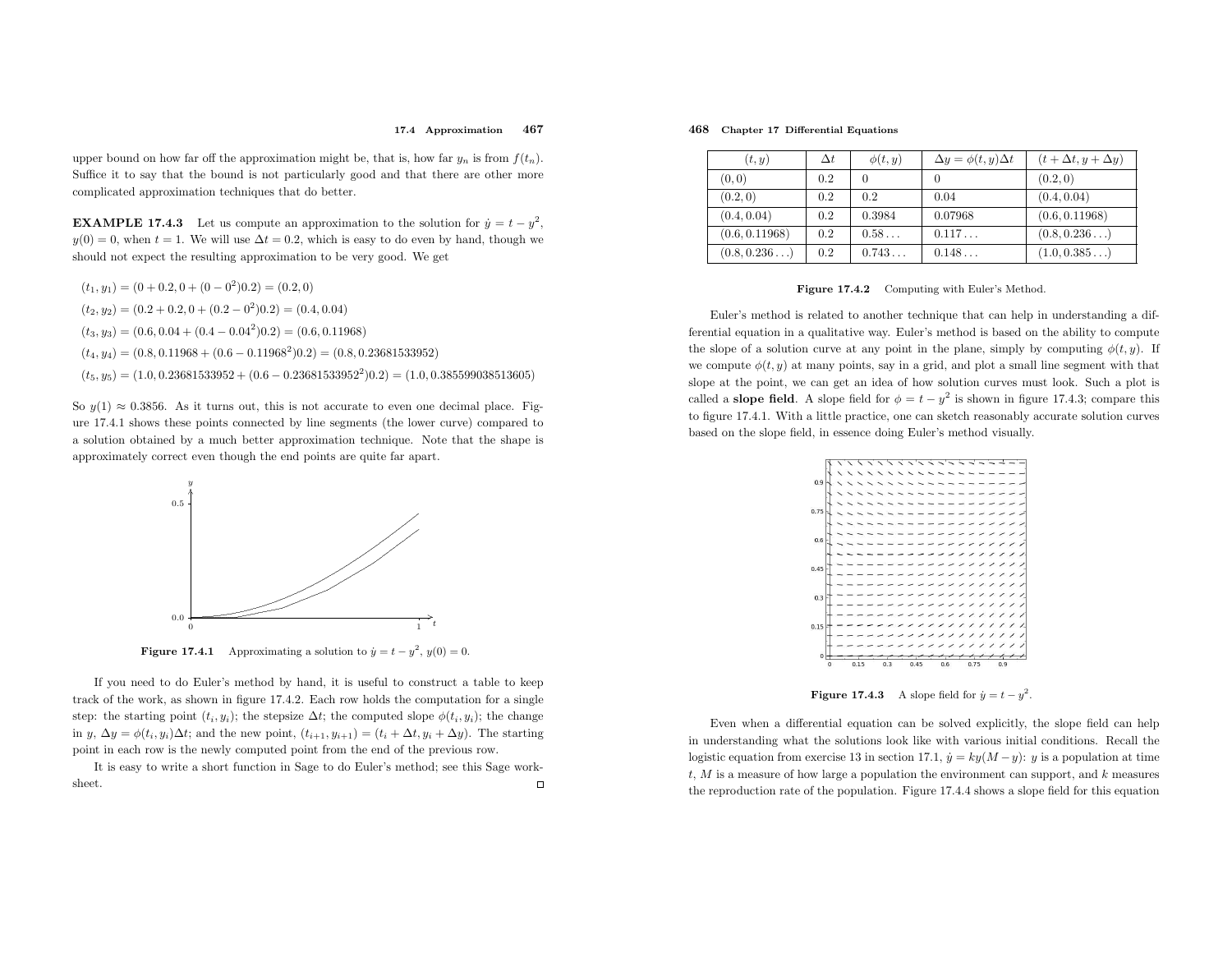upper bound on how far off the approximation might be, that is, how far $y_n$ is from $f(t_n)$. Suffice it to say that the bound is not particularly good and that there are other more complicated approximation techniques that do better.

**EXAMPLE 17.4.3** Let us compute an approximation to the solution for $\dot{y} = t - y^2$, $y(0) = 0$, when $t = 1$. We will use $\Delta t = 0.2$, which is easy to do even by hand, though we should not expect the resulting approximation to be very good. We get

$$(t_1, y_1) = (0 + 0.2, 0 + (0 - 0^2)0.2) = (0.2, 0)$$

$$(t_2, y_2) = (0.2 + 0.2, 0 + (0.2 - 0^2)0.2) = (0.4, 0.04)$$

$$(t_3, y_3) = (0.6, 0.04 + (0.4 - 0.04^2)0.2) = (0.6, 0.11968)$$

$$(t_4, y_4) = (0.8, 0.11968 + (0.6 - 0.11968^2)0.2) = (0.8, 0.23681533952)$$

$$(t_5, y_5) = (1.0, 0.23681533952 + (0.6 - 0.23681533952^2)0.2) = (1.0, 0.385599038513605)$$

So $y(1) \approx 0.3856$. As it turns out, this is not accurate to even one decimal place. Figure 17.4.1 shows these points connected by line segments (the lower curve) compared to a solution obtained by a much better approximation technique. Note that the shape is approximately correct even though the end points are quite far apart.

**Figure 17.4.1** Approximating a solution to $\dot{y} = t - y^2$, $y(0) = 0$.

If you need to do Euler's method by hand, it is useful to construct a table to keep track of the work, as shown in figure 17.4.2. Each row holds the computation for a single step: the starting point $(t_i, y_i)$; the stepsize $\Delta t$; the computed slope $\phi(t_i, y_i)$; the change in $y$, $\Delta y = \phi(t_i, y_i)\Delta t$; and the new point, $(t_{i+1}, y_{i+1}) = (t_i + \Delta t, y_i + \Delta y)$. The starting point in each row is the newly computed point from the end of the previous row.

It is easy to write a short function in Sage to do Euler's method; see this Sage worksheet. □

| $(t, y)$ | $\Delta t$ | $\phi(t, y)$ | $\Delta y = \phi(t, y)\Delta t$ | $(t + \Delta t, y + \Delta y)$ |
|---|---|---|---|---|
| $(0, 0)$ | 0.2 | 0 | 0 | $(0.2, 0)$ |
| $(0.2, 0)$ | 0.2 | 0.2 | 0.04 | $(0.4, 0.04)$ |
| $(0.4, 0.04)$ | 0.2 | 0.3984 | 0.07968 | $(0.6, 0.11968)$ |
| $(0.6, 0.11968)$ | 0.2 | $0.58\ldots$ | $0.117\ldots$ | $(0.8, 0.236\ldots)$ |
| $(0.8, 0.236\ldots)$ | 0.2 | $0.743\ldots$ | $0.148\ldots$ | $(1.0, 0.385\ldots)$ |

**Figure 17.4.2** Computing with Euler's Method.

Euler's method is related to another technique that can help in understanding a differential equation in a qualitative way. Euler's method is based on the ability to compute the slope of a solution curve at any point in the plane, simply by computing $\phi(t, y)$. If we compute $\phi(t, y)$ at many points, say in a grid, and plot a small line segment with that slope at the point, we can get an idea of how solution curves must look. Such a plot is called a **slope field**. A slope field for $\phi = t - y^2$ is shown in figure 17.4.3; compare this to figure 17.4.1. With a little practice, one can sketch reasonably accurate solution curves based on the slope field, in essence doing Euler's method visually.

**Figure 17.4.3** A slope field for $\dot{y} = t - y^2$.

Even when a differential equation can be solved explicitly, the slope field can help in understanding what the solutions look like with various initial conditions. Recall the logistic equation from exercise 13 in section 17.1, $\dot{y} = ky(M - y)$: $y$ is a population at time $t$, $M$ is a measure of how large a population the environment can support, and $k$ measures the reproduction rate of the population. Figure 17.4.4 shows a slope field for this equation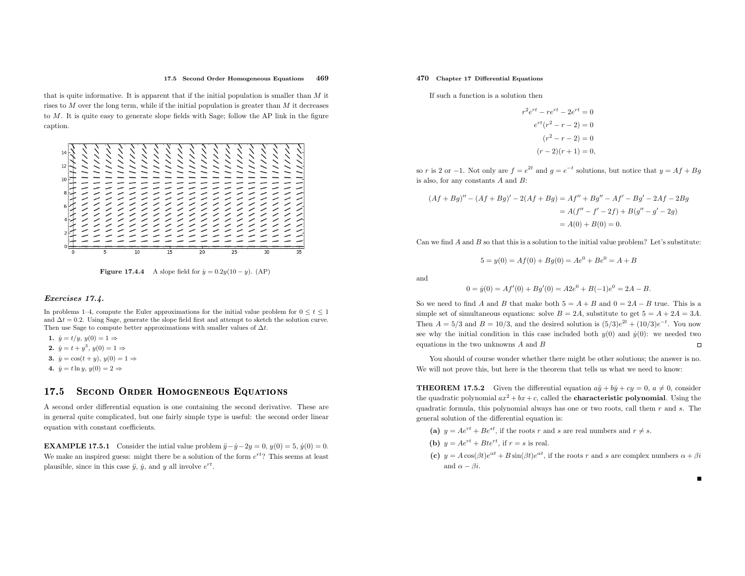that is quite informative. It is apparent that if the initial population is smaller than $M$ it rises to $M$ over the long term, while if the initial population is greater than $M$ it decreases to $M$. It is quite easy to generate slope fields with Sage; follow the AP link in the figure caption.

**Figure 17.4.4** A slope field for $\dot{y} = 0.2y(10 - y)$. (AP)

### *Exercises 17.4.*

In problems 1–4, compute the Euler approximations for the initial value problem for $0 \le t \le 1$ and $\Delta t = 0.2$. Using Sage, generate the slope field first and attempt to sketch the solution curve. Then use Sage to compute better approximations with smaller values of $\Delta t$.

**1.** $\dot{y} = t/y$, $y(0) = 1 \Rightarrow$

**2.** $\dot{y} = t + y^3$, $y(0) = 1 \Rightarrow$

**3.** $\dot{y} = \cos(t + y)$, $y(0) = 1 \Rightarrow$

**4.** $\dot{y} = t \ln y$, $y(0) = 2 \Rightarrow$

## 17.5 Second Order Homogeneous Equations

A second order differential equation is one containing the second derivative. These are in general quite complicated, but one fairly simple type is useful: the second order linear equation with constant coefficients.

**EXAMPLE 17.5.1** Consider the intial value problem $\ddot{y} - \dot{y} - 2y = 0$, $y(0) = 5$, $\dot{y}(0) = 0$. We make an inspired guess: might there be a solution of the form $e^{rt}$? This seems at least plausible, since in this case $\ddot{y}$, $\dot{y}$, and $y$ all involve $e^{rt}$.

If such a function is a solution then

$$
\begin{aligned}
r^2 e^{rt} - re^{rt} - 2e^{rt} &= 0 \\
e^{rt}(r^2 - r - 2) &= 0 \\
(r^2 - r - 2) &= 0 \\
(r - 2)(r + 1) &= 0,
\end{aligned}
$$

so $r$ is 2 or $-1$. Not only are $f = e^{2t}$ and $g = e^{-t}$ solutions, but notice that $y = Af + Bg$ is also, for any constants $A$ and $B$:

$$
\begin{aligned}
(Af + Bg)'' - (Af + Bg)' - 2(Af + Bg) &= Af'' + Bg'' - Af' - Bg' - 2Af - 2Bg \\
&= A(f'' - f' - 2f) + B(g'' - g' - 2g) \\
&= A(0) + B(0) = 0.
\end{aligned}
$$

Can we find $A$ and $B$ so that this is a solution to the initial value problem? Let's substitute:

$$5 = y(0) = Af(0) + Bg(0) = Ae^0 + Be^0 = A + B$$

and

$$0 = \dot{y}(0) = Af'(0) + Bg'(0) = A2e^0 + B(-1)e^0 = 2A - B.$$

So we need to find $A$ and $B$ that make both $5 = A + B$ and $0 = 2A - B$ true. This is a simple set of simultaneous equations: solve $B = 2A$, substitute to get $5 = A + 2A = 3A$. Then $A = 5/3$ and $B = 10/3$, and the desired solution is $(5/3)e^{2t} + (10/3)e^{-t}$. You now see why the initial condition in this case included both $y(0)$ and $\dot{y}(0)$: we needed two equations in the two unknowns $A$ and $B$ □

You should of course wonder whether there might be other solutions; the answer is no. We will not prove this, but here is the theorem that tells us what we need to know:

**THEOREM 17.5.2** Given the differential equation $a\ddot{y} + b\dot{y} + cy = 0$, $a \ne 0$, consider the quadratic polynomial $ax^2 + bx + c$, called the **characteristic polynomial**. Using the quadratic formula, this polynomial always has one or two roots, call them $r$ and $s$. The general solution of the differential equation is:

**(a)** $y = Ae^{rt} + Be^{st}$, if the roots $r$ and $s$ are real numbers and $r \ne s$.

**(b)** $y = Ae^{rt} + Bte^{rt}$, if $r = s$ is real.

**(c)** $y = A\cos(\beta t)e^{\alpha t} + B\sin(\beta t)e^{\alpha t}$, if the roots $r$ and $s$ are complex numbers $\alpha + \beta i$ and $\alpha - \beta i$.

■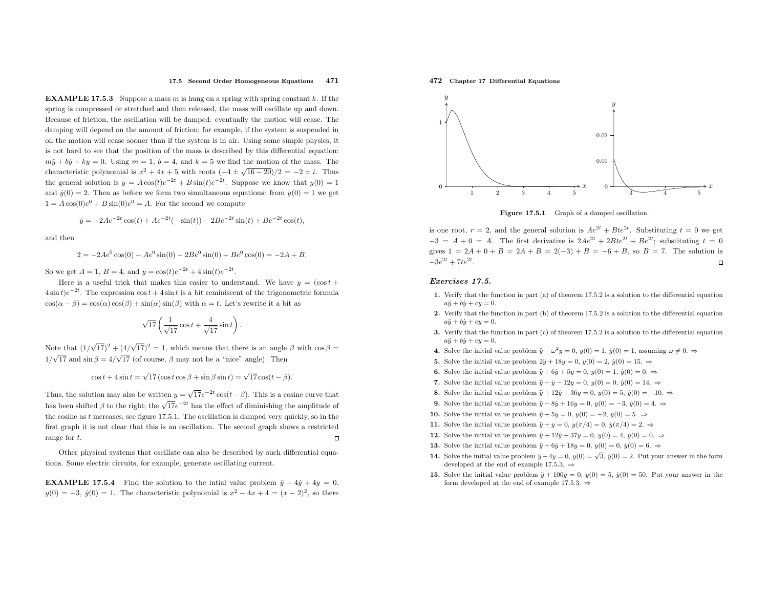**EXAMPLE 17.5.3** Suppose a mass $m$ is hung on a spring with spring constant $k$. If the spring is compressed or stretched and then released, the mass will oscillate up and down. Because of friction, the oscillation will be damped: eventually the motion will cease. The damping will depend on the amount of friction; for example, if the system is suspended in oil the motion will cease sooner than if the system is in air. Using some simple physics, it is not hard to see that the position of the mass is described by this differential equation: $m\ddot{y} + b\dot{y} + ky = 0$. Using $m = 1$, $b = 4$, and $k = 5$ we find the motion of the mass. The characteristic polynomial is $x^2 + 4x + 5$ with roots $(-4 \pm \sqrt{16-20})/2 = -2 \pm i$. Thus the general solution is $y = A\cos(t)e^{-2t} + B\sin(t)e^{-2t}$. Suppose we know that $y(0) = 1$ and $\dot{y}(0) = 2$. Then as before we form two simultaneous equations: from $y(0) = 1$ we get $1 = A\cos(0)e^0 + B\sin(0)e^0 = A$. For the second we compute

$$\dot{y} = -2Ae^{-2t}\cos(t) + Ae^{-2t}(-\sin(t)) - 2Be^{-2t}\sin(t) + Be^{-2t}\cos(t),$$

and then

$$2 = -2Ae^0\cos(0) - Ae^0\sin(0) - 2Be^0\sin(0) + Be^0\cos(0) = -2A + B.$$

So we get $A = 1$, $B = 4$, and $y = \cos(t)e^{-2t} + 4\sin(t)e^{-2t}$.

Here is a useful trick that makes this easier to understand: We have $y = (\cos t + 4\sin t)e^{-2t}$. The expression $\cos t + 4\sin t$ is a bit reminiscent of the trigonometric formula $\cos(\alpha - \beta) = \cos(\alpha)\cos(\beta) + \sin(\alpha)\sin(\beta)$ with $\alpha = t$. Let's rewrite it a bit as

$$\sqrt{17}\left(\frac{1}{\sqrt{17}}\cos t + \frac{4}{\sqrt{17}}\sin t\right).$$

Note that $(1/\sqrt{17})^2 + (4/\sqrt{17})^2 = 1$, which means that there is an angle $\beta$ with $\cos\beta = 1/\sqrt{17}$ and $\sin\beta = 4/\sqrt{17}$ (of course, $\beta$ may not be a "nice" angle). Then

$$\cos t + 4\sin t = \sqrt{17}(\cos t\cos\beta + \sin\beta\sin t) = \sqrt{17}\cos(t - \beta).$$

Thus, the solution may also be written $y = \sqrt{17}e^{-2t}\cos(t-\beta)$. This is a cosine curve that has been shifted $\beta$ to the right; the $\sqrt{17}e^{-2t}$ has the effect of diminishing the amplitude of the cosine as $t$ increases; see figure 17.5.1. The oscillation is damped very quickly, so in the first graph it is not clear that this is an oscillation. The second graph shows a restricted range for $t$. □

Other physical systems that oscillate can also be described by such differential equations. Some electric circuits, for example, generate oscillating current.

**EXAMPLE 17.5.4** Find the solution to the intial value problem $\ddot{y} - 4\dot{y} + 4y = 0$, $y(0) = -3$, $\dot{y}(0) = 1$. The characteristic polynomial is $x^2 - 4x + 4 = (x-2)^2$, so there is one root, $r = 2$, and the general solution is $Ae^{2t} + Bte^{2t}$. Substituting $t = 0$ we get $-3 = A + 0 = A$. The first derivative is $2Ae^{2t} + 2Bte^{2t} + Be^{2t}$; substituting $t = 0$ gives $1 = 2A + 0 + B = 2A + B = 2(-3) + B = -6 + B$, so $B = 7$. The solution is $-3e^{2t} + 7te^{2t}$. □

**Figure 17.5.1** Graph of a damped oscillation.

## *Exercises 17.5.*

1. Verify that the function in part (a) of theorem 17.5.2 is a solution to the differential equation $a\ddot{y} + b\dot{y} + cy = 0$.
2. Verify that the function in part (b) of theorem 17.5.2 is a solution to the differential equation $a\ddot{y} + b\dot{y} + cy = 0$.
3. Verify that the function in part (c) of theorem 17.5.2 is a solution to the differential equation $a\ddot{y} + b\dot{y} + cy = 0$.
4. Solve the initial value problem $\ddot{y} - \omega^2 y = 0$, $y(0) = 1$, $\dot{y}(0) = 1$, assuming $\omega \neq 0$. ⇒
5. Solve the initial value problem $2\ddot{y} + 18y = 0$, $y(0) = 2$, $\dot{y}(0) = 15$. ⇒
6. Solve the initial value problem $\ddot{y} + 6\dot{y} + 5y = 0$, $y(0) = 1$, $\dot{y}(0) = 0$. ⇒
7. Solve the initial value problem $\ddot{y} - \dot{y} - 12y = 0$, $y(0) = 0$, $\dot{y}(0) = 14$. ⇒
8. Solve the initial value problem $\ddot{y} + 12\dot{y} + 36y = 0$, $y(0) = 5$, $\dot{y}(0) = -10$. ⇒
9. Solve the initial value problem $\ddot{y} - 8\dot{y} + 16y = 0$, $y(0) = -3$, $\dot{y}(0) = 4$. ⇒
10. Solve the initial value problem $\ddot{y} + 5y = 0$, $y(0) = -2$, $\dot{y}(0) = 5$. ⇒
11. Solve the initial value problem $\ddot{y} + y = 0$, $y(\pi/4) = 0$, $\dot{y}(\pi/4) = 2$. ⇒
12. Solve the initial value problem $\ddot{y} + 12\dot{y} + 37y = 0$, $y(0) = 4$, $\dot{y}(0) = 0$. ⇒
13. Solve the initial value problem $\ddot{y} + 6\dot{y} + 18y = 0$, $y(0) = 0$, $\dot{y}(0) = 6$. ⇒
14. Solve the initial value problem $\ddot{y} + 4y = 0$, $y(0) = \sqrt{3}$, $\dot{y}(0) = 2$. Put your answer in the form developed at the end of example 17.5.3. ⇒
15. Solve the initial value problem $\ddot{y} + 100y = 0$, $y(0) = 5$, $\dot{y}(0) = 50$. Put your answer in the form developed at the end of example 17.5.3. ⇒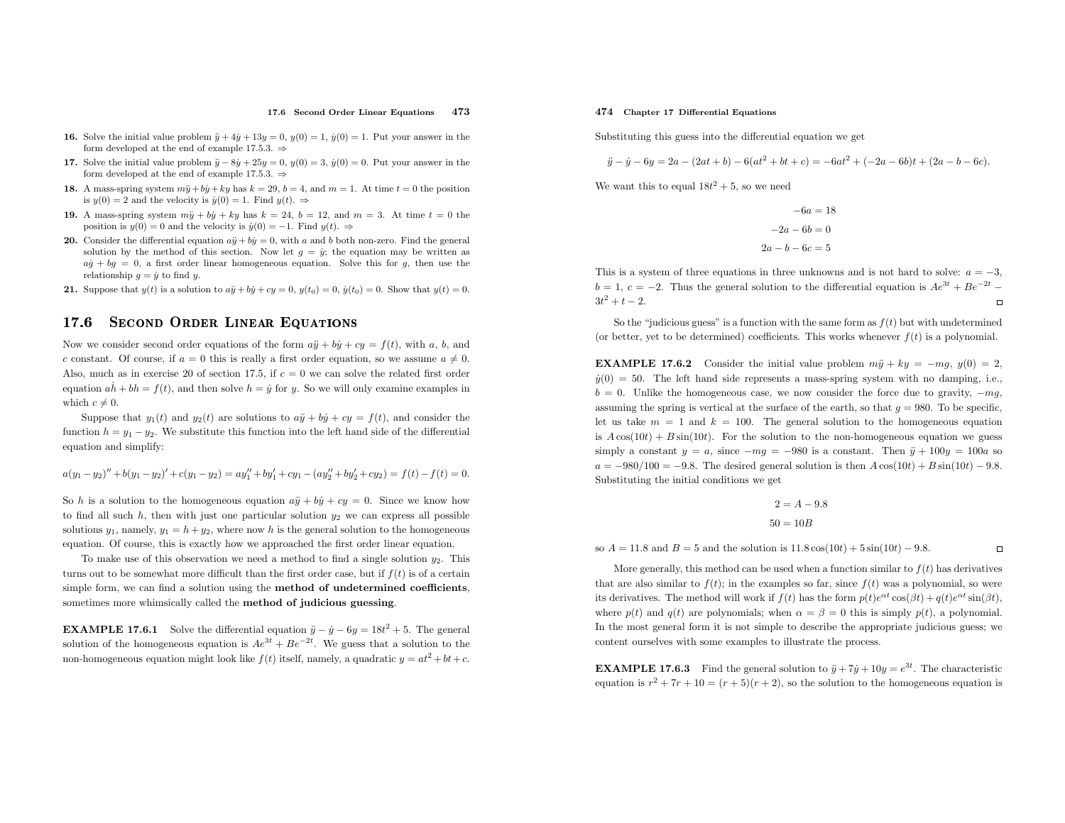**16.** Solve the initial value problem $\ddot{y} + 4\dot{y} + 13y = 0$, $y(0) = 1$, $\dot{y}(0) = 1$. Put your answer in the form developed at the end of example 17.5.3. ⇒

**17.** Solve the initial value problem $\ddot{y} - 8\dot{y} + 25y = 0$, $y(0) = 3$, $\dot{y}(0) = 0$. Put your answer in the form developed at the end of example 17.5.3. ⇒

**18.** A mass-spring system $m\ddot{y} + b\dot{y} + ky$ has $k = 29$, $b = 4$, and $m = 1$. At time $t = 0$ the position is $y(0) = 2$ and the velocity is $\dot{y}(0) = 1$. Find $y(t)$. ⇒

**19.** A mass-spring system $m\ddot{y} + b\dot{y} + ky$ has $k = 24$, $b = 12$, and $m = 3$. At time $t = 0$ the position is $y(0) = 0$ and the velocity is $\dot{y}(0) = -1$. Find $y(t)$. ⇒

**20.** Consider the differential equation $a\ddot{y} + b\dot{y} = 0$, with $a$ and $b$ both non-zero. Find the general solution by the method of this section. Now let $g = \dot{y}$; the equation may be written as $a\dot{g} + bg = 0$, a first order linear homogeneous equation. Solve this for $g$, then use the relationship $g = \dot{y}$ to find $y$.

**21.** Suppose that $y(t)$ is a solution to $a\ddot{y} + b\dot{y} + cy = 0$, $y(t_0) = 0$, $\dot{y}(t_0) = 0$. Show that $y(t) = 0$.

## 17.6 Second Order Linear Equations

Now we consider second order equations of the form $a\ddot{y} + b\dot{y} + cy = f(t)$, with $a$, $b$, and $c$ constant. Of course, if $a = 0$ this is really a first order equation, so we assume $a \neq 0$. Also, much as in exercise 20 of section 17.5, if $c = 0$ we can solve the related first order equation $a\dot{h} + bh = f(t)$, and then solve $h = \dot{y}$ for $y$. So we will only examine examples in which $c \neq 0$.

Suppose that $y_1(t)$ and $y_2(t)$ are solutions to $a\ddot{y} + b\dot{y} + cy = f(t)$, and consider the function $h = y_1 - y_2$. We substitute this function into the left hand side of the differential equation and simplify:

$$a(y_1 - y_2)'' + b(y_1 - y_2)' + c(y_1 - y_2) = ay_1'' + by_1' + cy_1 - (ay_2'' + by_2' + cy_2) = f(t) - f(t) = 0.$$

So $h$ is a solution to the homogeneous equation $a\ddot{y} + b\dot{y} + cy = 0$. Since we know how to find all such $h$, then with just one particular solution $y_2$ we can express all possible solutions $y_1$, namely, $y_1 = h + y_2$, where now $h$ is the general solution to the homogeneous equation. Of course, this is exactly how we approached the first order linear equation.

To make use of this observation we need a method to find a single solution $y_2$. This turns out to be somewhat more difficult than the first order case, but if $f(t)$ is of a certain simple form, we can find a solution using the **method of undetermined coefficients**, sometimes more whimsically called the **method of judicious guessing**.

**EXAMPLE 17.6.1** Solve the differential equation $\ddot{y} - \dot{y} - 6y = 18t^2 + 5$. The general solution of the homogeneous equation is $Ae^{3t} + Be^{-2t}$. We guess that a solution to the non-homogeneous equation might look like $f(t)$ itself, namely, a quadratic $y = at^2 + bt + c$. Substituting this guess into the differential equation we get

$$\ddot{y} - \dot{y} - 6y = 2a - (2at + b) - 6(at^2 + bt + c) = -6at^2 + (-2a - 6b)t + (2a - b - 6c).$$

We want this to equal $18t^2 + 5$, so we need

$$-6a = 18$$
$$-2a - 6b = 0$$
$$2a - b - 6c = 5$$

This is a system of three equations in three unknowns and is not hard to solve: $a = -3$, $b = 1$, $c = -2$. Thus the general solution to the differential equation is $Ae^{3t} + Be^{-2t} - 3t^2 + t - 2$. □

So the "judicious guess" is a function with the same form as $f(t)$ but with undetermined (or better, yet to be determined) coefficients. This works whenever $f(t)$ is a polynomial.

**EXAMPLE 17.6.2** Consider the initial value problem $m\ddot{y} + ky = -mg$, $y(0) = 2$, $\dot{y}(0) = 50$. The left hand side represents a mass-spring system with no damping, i.e., $b = 0$. Unlike the homogeneous case, we now consider the force due to gravity, $-mg$, assuming the spring is vertical at the surface of the earth, so that $g = 980$. To be specific, let us take $m = 1$ and $k = 100$. The general solution to the homogeneous equation is $A\cos(10t) + B\sin(10t)$. For the solution to the non-homogeneous equation we guess simply a constant $y = a$, since $-mg = -980$ is a constant. Then $\ddot{y} + 100y = 100a$ so $a = -980/100 = -9.8$. The desired general solution is then $A\cos(10t) + B\sin(10t) - 9.8$. Substituting the initial conditions we get

$$2 = A - 9.8$$
$$50 = 10B$$

so $A = 11.8$ and $B = 5$ and the solution is $11.8\cos(10t) + 5\sin(10t) - 9.8$. □

More generally, this method can be used when a function similar to $f(t)$ has derivatives that are also similar to $f(t)$; in the examples so far, since $f(t)$ was a polynomial, so were its derivatives. The method will work if $f(t)$ has the form $p(t)e^{\alpha t}\cos(\beta t) + q(t)e^{\alpha t}\sin(\beta t)$, where $p(t)$ and $q(t)$ are polynomials; when $\alpha = \beta = 0$ this is simply $p(t)$, a polynomial. In the most general form it is not simple to describe the appropriate judicious guess; we content ourselves with some examples to illustrate the process.

**EXAMPLE 17.6.3** Find the general solution to $\ddot{y} + 7\dot{y} + 10y = e^{3t}$. The characteristic equation is $r^2 + 7r + 10 = (r + 5)(r + 2)$, so the solution to the homogeneous equation is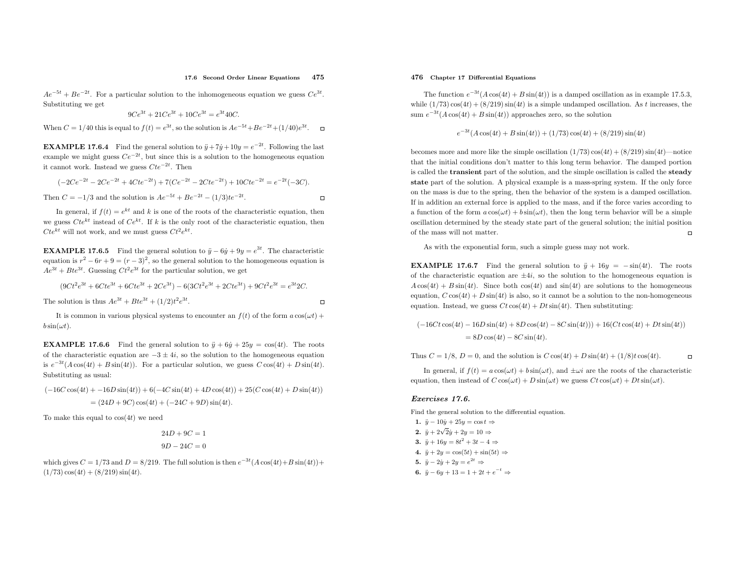$Ae^{-5t} + Be^{-2t}$. For a particular solution to the inhomogeneous equation we guess $Ce^{3t}$. Substituting we get

$$9Ce^{3t} + 21Ce^{3t} + 10Ce^{3t} = e^{3t}40C.$$

When $C = 1/40$ this is equal to $f(t) = e^{3t}$, so the solution is $Ae^{-5t} + Be^{-2t} + (1/40)e^{3t}$. □

**EXAMPLE 17.6.4** Find the general solution to $\ddot{y} + 7\dot{y} + 10y = e^{-2t}$. Following the last example we might guess $Ce^{-2t}$, but since this is a solution to the homogeneous equation it cannot work. Instead we guess $Cte^{-2t}$. Then

$$(-2Ce^{-2t} - 2Ce^{-2t} + 4Cte^{-2t}) + 7(Ce^{-2t} - 2Cte^{-2t}) + 10Cte^{-2t} = e^{-2t}(-3C).$$

Then $C = -1/3$ and the solution is $Ae^{-5t} + Be^{-2t} - (1/3)te^{-2t}$. □

In general, if $f(t) = e^{kt}$ and $k$ is one of the roots of the characteristic equation, then we guess $Cte^{kt}$ instead of $Ce^{kt}$. If $k$ is the only root of the characteristic equation, then $Cte^{kt}$ will not work, and we must guess $Ct^2e^{kt}$.

**EXAMPLE 17.6.5** Find the general solution to $\ddot{y} - 6\dot{y} + 9y = e^{3t}$. The characteristic equation is $r^2 - 6r + 9 = (r-3)^2$, so the general solution to the homogeneous equation is $Ae^{3t} + Bte^{3t}$. Guessing $Ct^2e^{3t}$ for the particular solution, we get

$$(9Ct^2e^{3t} + 6Cte^{3t} + 6Cte^{3t} + 2Ce^{3t}) - 6(3Ct^2e^{3t} + 2Cte^{3t}) + 9Ct^2e^{3t} = e^{3t}2C.$$

The solution is thus $Ae^{3t} + Bte^{3t} + (1/2)t^2e^{3t}$. □

It is common in various physical systems to encounter an $f(t)$ of the form $a\cos(\omega t) + b\sin(\omega t)$.

**EXAMPLE 17.6.6** Find the general solution to $\ddot{y} + 6\dot{y} + 25y = \cos(4t)$. The roots of the characteristic equation are $-3 \pm 4i$, so the solution to the homogeneous equation is $e^{-3t}(A\cos(4t) + B\sin(4t))$. For a particular solution, we guess $C\cos(4t) + D\sin(4t)$. Substituting as usual:

$$(-16C\cos(4t) + -16D\sin(4t)) + 6(-4C\sin(4t) + 4D\cos(4t)) + 25(C\cos(4t) + D\sin(4t))$$
$$= (24D + 9C)\cos(4t) + (-24C + 9D)\sin(4t).$$

To make this equal to $\cos(4t)$ we need

$$24D + 9C = 1$$
$$9D - 24C = 0$$

which gives $C = 1/73$ and $D = 8/219$. The full solution is then $e^{-3t}(A\cos(4t) + B\sin(4t)) + (1/73)\cos(4t) + (8/219)\sin(4t)$.

The function $e^{-3t}(A\cos(4t) + B\sin(4t))$ is a damped oscillation as in example 17.5.3, while $(1/73)\cos(4t) + (8/219)\sin(4t)$ is a simple undamped oscillation. As $t$ increases, the sum $e^{-3t}(A\cos(4t) + B\sin(4t))$ approaches zero, so the solution

$$e^{-3t}(A\cos(4t) + B\sin(4t)) + (1/73)\cos(4t) + (8/219)\sin(4t)$$

becomes more and more like the simple oscillation $(1/73)\cos(4t) + (8/219)\sin(4t)$—notice that the initial conditions don't matter to this long term behavior. The damped portion is called the **transient** part of the solution, and the simple oscillation is called the **steady state** part of the solution. A physical example is a mass-spring system. If the only force on the mass is due to the spring, then the behavior of the system is a damped oscillation. If in addition an external force is applied to the mass, and if the force varies according to a function of the form $a\cos(\omega t) + b\sin(\omega t)$, then the long term behavior will be a simple oscillation determined by the steady state part of the general solution; the initial position of the mass will not matter. □

As with the exponential form, such a simple guess may not work.

**EXAMPLE 17.6.7** Find the general solution to $\ddot{y} + 16y = -\sin(4t)$. The roots of the characteristic equation are $\pm 4i$, so the solution to the homogeneous equation is $A\cos(4t) + B\sin(4t)$. Since both $\cos(4t)$ and $\sin(4t)$ are solutions to the homogeneous equation, $C\cos(4t) + D\sin(4t)$ is also, so it cannot be a solution to the non-homogeneous equation. Instead, we guess $Ct\cos(4t) + Dt\sin(4t)$. Then substituting:

$$(-16Ct\cos(4t) - 16D\sin(4t) + 8D\cos(4t) - 8C\sin(4t))) + 16(Ct\cos(4t) + Dt\sin(4t))$$
$$= 8D\cos(4t) - 8C\sin(4t).$$

Thus $C = 1/8$, $D = 0$, and the solution is $C\cos(4t) + D\sin(4t) + (1/8)t\cos(4t)$. □

In general, if $f(t) = a\cos(\omega t) + b\sin(\omega t)$, and $\pm\omega i$ are the roots of the characteristic equation, then instead of $C\cos(\omega t) + D\sin(\omega t)$ we guess $Ct\cos(\omega t) + Dt\sin(\omega t)$.

### *Exercises 17.6.*

Find the general solution to the differential equation.

**1.** $\ddot{y} - 10\dot{y} + 25y = \cos t \Rightarrow$

**2.** $\ddot{y} + 2\sqrt{2}\dot{y} + 2y = 10 \Rightarrow$

**3.** $\ddot{y} + 16y = 8t^2 + 3t - 4 \Rightarrow$

**4.** $\ddot{y} + 2y = \cos(5t) + \sin(5t) \Rightarrow$

**5.** $\ddot{y} - 2\dot{y} + 2y = e^{2t} \Rightarrow$

**6.** $\ddot{y} - 6y + 13 = 1 + 2t + e^{-t} \Rightarrow$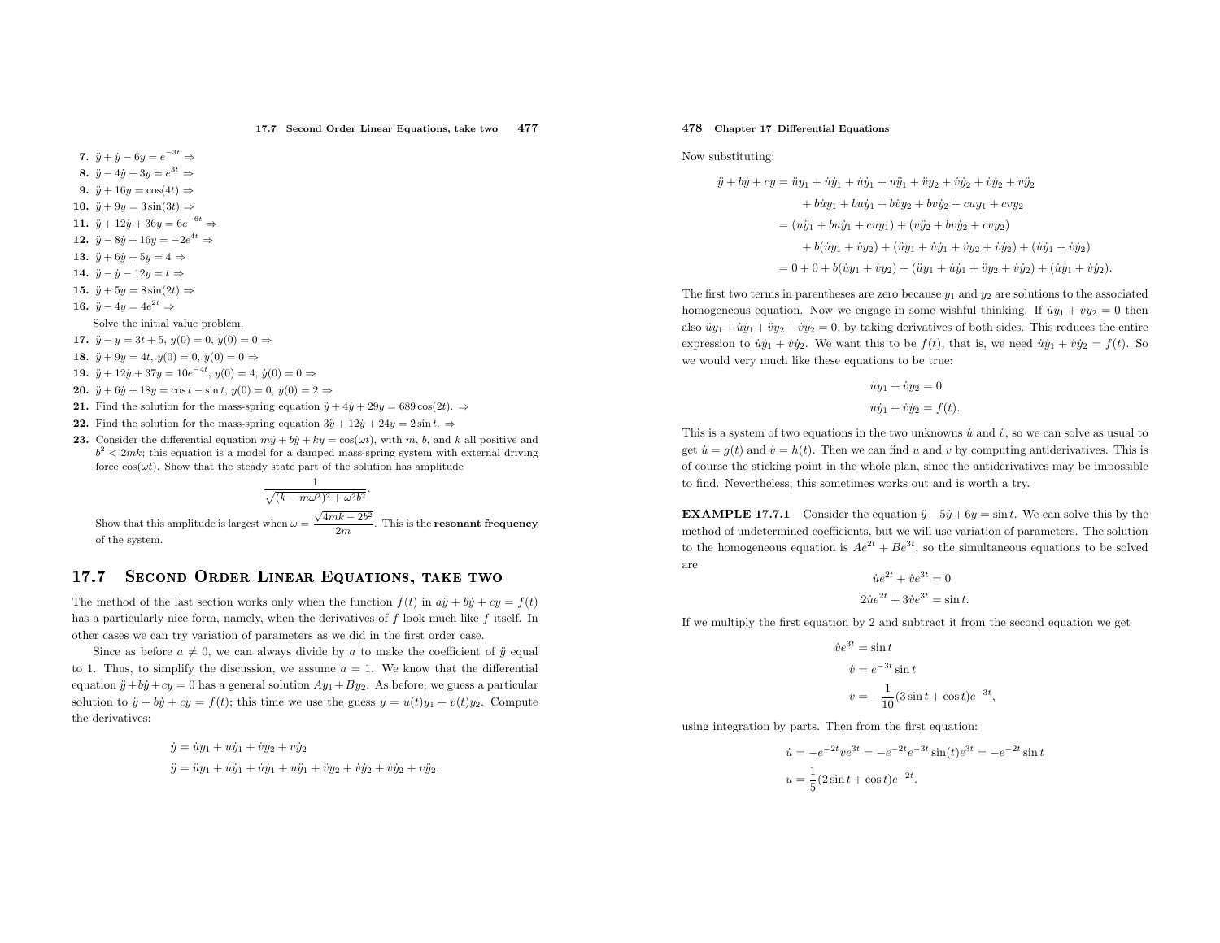**7.** $\ddot{y} + \dot{y} - 6y = e^{-3t} \Rightarrow$

**8.** $\ddot{y} - 4\dot{y} + 3y = e^{3t} \Rightarrow$

**9.** $\ddot{y} + 16y = \cos(4t) \Rightarrow$

**10.** $\ddot{y} + 9y = 3\sin(3t) \Rightarrow$

**11.** $\ddot{y} + 12\dot{y} + 36y = 6e^{-6t} \Rightarrow$

**12.** $\ddot{y} - 8\dot{y} + 16y = -2e^{4t} \Rightarrow$

**13.** $\ddot{y} + 6\dot{y} + 5y = 4 \Rightarrow$

**14.** $\ddot{y} - \dot{y} - 12y = t \Rightarrow$

**15.** $\ddot{y} + 5y = 8\sin(2t) \Rightarrow$

**16.** $\ddot{y} - 4y = 4e^{2t} \Rightarrow$

Solve the initial value problem.

**17.** $\ddot{y} - y = 3t + 5$, $y(0) = 0$, $\dot{y}(0) = 0 \Rightarrow$

**18.** $\ddot{y} + 9y = 4t$, $y(0) = 0$, $\dot{y}(0) = 0 \Rightarrow$

**19.** $\ddot{y} + 12\dot{y} + 37y = 10e^{-4t}$, $y(0) = 4$, $\dot{y}(0) = 0 \Rightarrow$

**20.** $\ddot{y} + 6\dot{y} + 18y = \cos t - \sin t$, $y(0) = 0$, $\dot{y}(0) = 2 \Rightarrow$

**21.** Find the solution for the mass-spring equation $\ddot{y} + 4\dot{y} + 29y = 689\cos(2t)$. $\Rightarrow$

**22.** Find the solution for the mass-spring equation $3\ddot{y} + 12\dot{y} + 24y = 2\sin t$. $\Rightarrow$

**23.** Consider the differential equation $m\ddot{y} + b\dot{y} + ky = \cos(\omega t)$, with $m$, $b$, and $k$ all positive and $b^2 < 2mk$; this equation is a model for a damped mass-spring system with external driving force $\cos(\omega t)$. Show that the steady state part of the solution has amplitude

$$\frac{1}{\sqrt{(k - m\omega^2)^2 + \omega^2 b^2}}.$$

Show that this amplitude is largest when $\omega = \dfrac{\sqrt{4mk - 2b^2}}{2m}$. This is the **resonant frequency** of the system.

## 17.7 Second Order Linear Equations, take two

The method of the last section works only when the function $f(t)$ in $a\ddot{y} + b\dot{y} + cy = f(t)$ has a particularly nice form, namely, when the derivatives of $f$ look much like $f$ itself. In other cases we can try variation of parameters as we did in the first order case.

Since as before $a \neq 0$, we can always divide by $a$ to make the coefficient of $\ddot{y}$ equal to 1. Thus, to simplify the discussion, we assume $a = 1$. We know that the differential equation $\ddot{y} + b\dot{y} + cy = 0$ has a general solution $Ay_1 + By_2$. As before, we guess a particular solution to $\ddot{y} + b\dot{y} + cy = f(t)$; this time we use the guess $y = u(t)y_1 + v(t)y_2$. Compute the derivatives:

$$\dot{y} = \dot{u}y_1 + u\dot{y}_1 + \dot{v}y_2 + v\dot{y}_2$$

$$\ddot{y} = \ddot{u}y_1 + \dot{u}\dot{y}_1 + \dot{u}\dot{y}_1 + u\ddot{y}_1 + \ddot{v}y_2 + \dot{v}\dot{y}_2 + \dot{v}\dot{y}_2 + v\ddot{y}_2.$$

Now substituting:

$$\begin{aligned}
\ddot{y} + b\dot{y} + cy &= \ddot{u}y_1 + \dot{u}\dot{y}_1 + \dot{u}\dot{y}_1 + u\ddot{y}_1 + \ddot{v}y_2 + \dot{v}\dot{y}_2 + \dot{v}\dot{y}_2 + v\ddot{y}_2 \\
&\quad + b\dot{u}y_1 + bu\dot{y}_1 + b\dot{v}y_2 + bv\dot{y}_2 + cuy_1 + cvy_2 \\
&= (u\ddot{y}_1 + bu\dot{y}_1 + cuy_1) + (v\ddot{y}_2 + bv\dot{y}_2 + cvy_2) \\
&\quad + b(\dot{u}y_1 + \dot{v}y_2) + (\ddot{u}y_1 + \dot{u}\dot{y}_1 + \ddot{v}y_2 + \dot{v}\dot{y}_2) + (\dot{u}\dot{y}_1 + \dot{v}\dot{y}_2) \\
&= 0 + 0 + b(\dot{u}y_1 + \dot{v}y_2) + (\ddot{u}y_1 + \dot{u}\dot{y}_1 + \ddot{v}y_2 + \dot{v}\dot{y}_2) + (\dot{u}\dot{y}_1 + \dot{v}\dot{y}_2).
\end{aligned}$$

The first two terms in parentheses are zero because $y_1$ and $y_2$ are solutions to the associated homogeneous equation. Now we engage in some wishful thinking. If $\dot{u}y_1 + \dot{v}y_2 = 0$ then also $\ddot{u}y_1 + \dot{u}\dot{y}_1 + \ddot{v}y_2 + \dot{v}\dot{y}_2 = 0$, by taking derivatives of both sides. This reduces the entire expression to $\dot{u}\dot{y}_1 + \dot{v}\dot{y}_2$. We want this to be $f(t)$, that is, we need $\dot{u}\dot{y}_1 + \dot{v}\dot{y}_2 = f(t)$. So we would very much like these equations to be true:

$$\dot{u}y_1 + \dot{v}y_2 = 0$$

$$\dot{u}\dot{y}_1 + \dot{v}\dot{y}_2 = f(t).$$

This is a system of two equations in the two unknowns $\dot{u}$ and $\dot{v}$, so we can solve as usual to get $\dot{u} = g(t)$ and $\dot{v} = h(t)$. Then we can find $u$ and $v$ by computing antiderivatives. This is of course the sticking point in the whole plan, since the antiderivatives may be impossible to find. Nevertheless, this sometimes works out and is worth a try.

**EXAMPLE 17.7.1** Consider the equation $\ddot{y} - 5\dot{y} + 6y = \sin t$. We can solve this by the method of undetermined coefficients, but we will use variation of parameters. The solution to the homogeneous equation is $Ae^{2t} + Be^{3t}$, so the simultaneous equations to be solved are

$$\dot{u}e^{2t} + \dot{v}e^{3t} = 0$$

$$2\dot{u}e^{2t} + 3\dot{v}e^{3t} = \sin t.$$

If we multiply the first equation by 2 and subtract it from the second equation we get

$$\begin{aligned}
\dot{v}e^{3t} &= \sin t \\
\dot{v} &= e^{-3t}\sin t \\
v &= -\frac{1}{10}(3\sin t + \cos t)e^{-3t},
\end{aligned}$$

using integration by parts. Then from the first equation:

$$\begin{aligned}
\dot{u} &= -e^{-2t}\dot{v}e^{3t} = -e^{-2t}e^{-3t}\sin(t)e^{3t} = -e^{-2t}\sin t \\
u &= \frac{1}{5}(2\sin t + \cos t)e^{-2t}.
\end{aligned}$$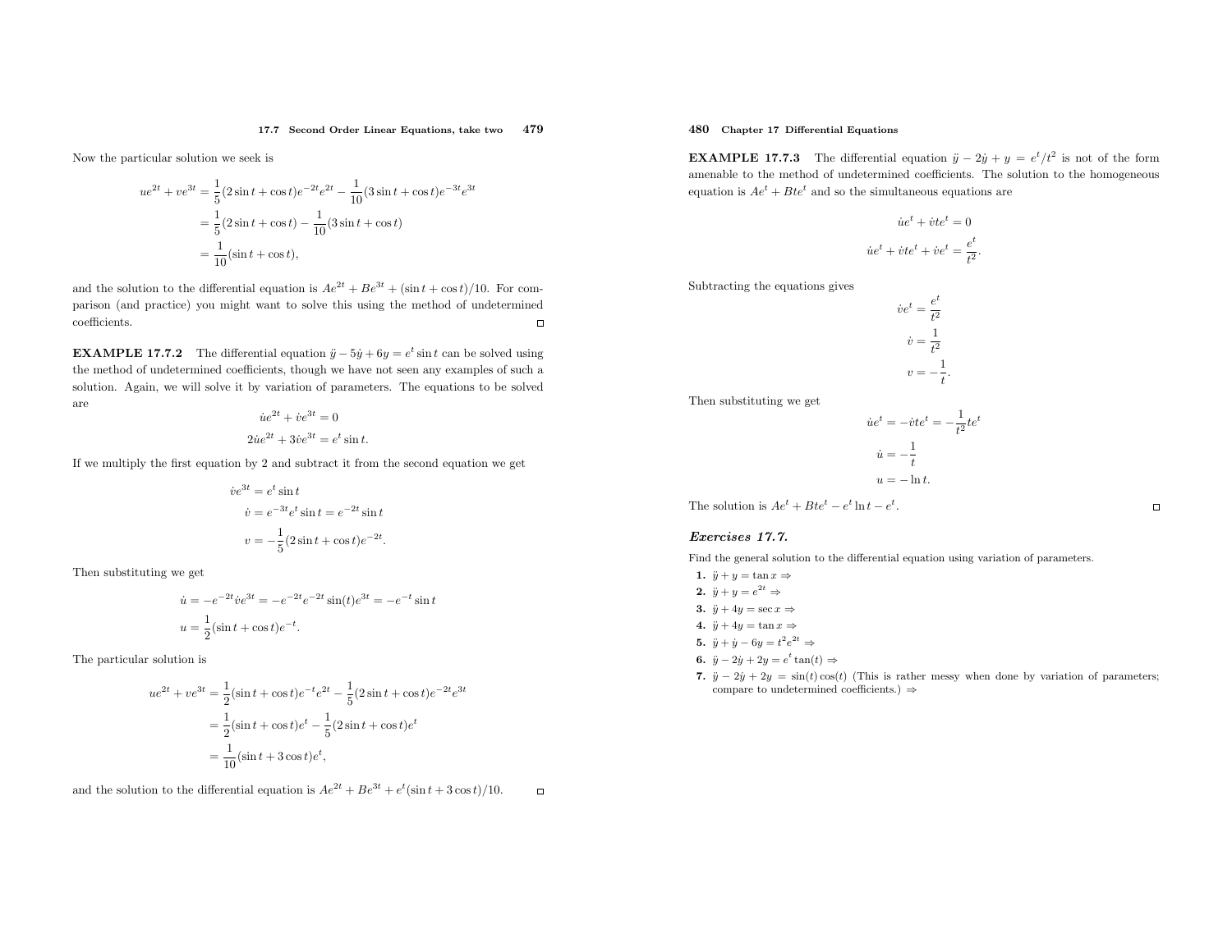Now the particular solution we seek is

$$
\begin{aligned}
ue^{2t} + ve^{3t} &= \frac{1}{5}(2\sin t + \cos t)e^{-2t}e^{2t} - \frac{1}{10}(3\sin t + \cos t)e^{-3t}e^{3t} \\
&= \frac{1}{5}(2\sin t + \cos t) - \frac{1}{10}(3\sin t + \cos t) \\
&= \frac{1}{10}(\sin t + \cos t),
\end{aligned}
$$

and the solution to the differential equation is $Ae^{2t} + Be^{3t} + (\sin t + \cos t)/10$. For comparison (and practice) you might want to solve this using the method of undetermined coefficients. □

**EXAMPLE 17.7.2** The differential equation $\ddot{y} - 5\dot{y} + 6y = e^t \sin t$ can be solved using the method of undetermined coefficients, though we have not seen any examples of such a solution. Again, we will solve it by variation of parameters. The equations to be solved are

$$
\begin{aligned}
\dot{u}e^{2t} + \dot{v}e^{3t} &= 0 \\
2\dot{u}e^{2t} + 3\dot{v}e^{3t} &= e^t \sin t.
\end{aligned}
$$

If we multiply the first equation by 2 and subtract it from the second equation we get

$$
\begin{aligned}
\dot{v}e^{3t} &= e^t \sin t \\
\dot{v} &= e^{-3t}e^t \sin t = e^{-2t}\sin t \\
v &= -\frac{1}{5}(2\sin t + \cos t)e^{-2t}.
\end{aligned}
$$

Then substituting we get

$$
\begin{aligned}
\dot{u} &= -e^{-2t}\dot{v}e^{3t} = -e^{-2t}e^{-2t}\sin(t)e^{3t} = -e^{-t}\sin t \\
u &= \frac{1}{2}(\sin t + \cos t)e^{-t}.
\end{aligned}
$$

The particular solution is

$$
\begin{aligned}
ue^{2t} + ve^{3t} &= \frac{1}{2}(\sin t + \cos t)e^{-t}e^{2t} - \frac{1}{5}(2\sin t + \cos t)e^{-2t}e^{3t} \\
&= \frac{1}{2}(\sin t + \cos t)e^{t} - \frac{1}{5}(2\sin t + \cos t)e^{t} \\
&= \frac{1}{10}(\sin t + 3\cos t)e^{t},
\end{aligned}
$$

and the solution to the differential equation is $Ae^{2t} + Be^{3t} + e^t(\sin t + 3\cos t)/10$. □

**EXAMPLE 17.7.3** The differential equation $\ddot{y} - 2\dot{y} + y = e^t/t^2$ is not of the form amenable to the method of undetermined coefficients. The solution to the homogeneous equation is $Ae^t + Bte^t$ and so the simultaneous equations are

$$
\begin{aligned}
\dot{u}e^{t} + \dot{v}te^{t} &= 0 \\
\dot{u}e^{t} + \dot{v}te^{t} + \dot{v}e^{t} &= \frac{e^t}{t^2}.
\end{aligned}
$$

Subtracting the equations gives

$$
\begin{aligned}
\dot{v}e^{t} &= \frac{e^t}{t^2} \\
\dot{v} &= \frac{1}{t^2} \\
v &= -\frac{1}{t}.
\end{aligned}
$$

Then substituting we get

$$
\begin{aligned}
\dot{u}e^{t} &= -\dot{v}te^{t} = -\frac{1}{t^2}te^{t} \\
\dot{u} &= -\frac{1}{t} \\
u &= -\ln t.
\end{aligned}
$$

The solution is $Ae^t + Bte^t - e^t \ln t - e^t$. □

### *Exercises 17.7.*

Find the general solution to the differential equation using variation of parameters.

1. $\ddot{y} + y = \tan x \Rightarrow$
2. $\ddot{y} + y = e^{2t} \Rightarrow$
3. $\ddot{y} + 4y = \sec x \Rightarrow$
4. $\ddot{y} + 4y = \tan x \Rightarrow$
5. $\ddot{y} + \dot{y} - 6y = t^2 e^{2t} \Rightarrow$
6. $\ddot{y} - 2\dot{y} + 2y = e^t \tan(t) \Rightarrow$
7. $\ddot{y} - 2\dot{y} + 2y = \sin(t)\cos(t)$ (This is rather messy when done by variation of parameters; compare to undetermined coefficients.) $\Rightarrow$